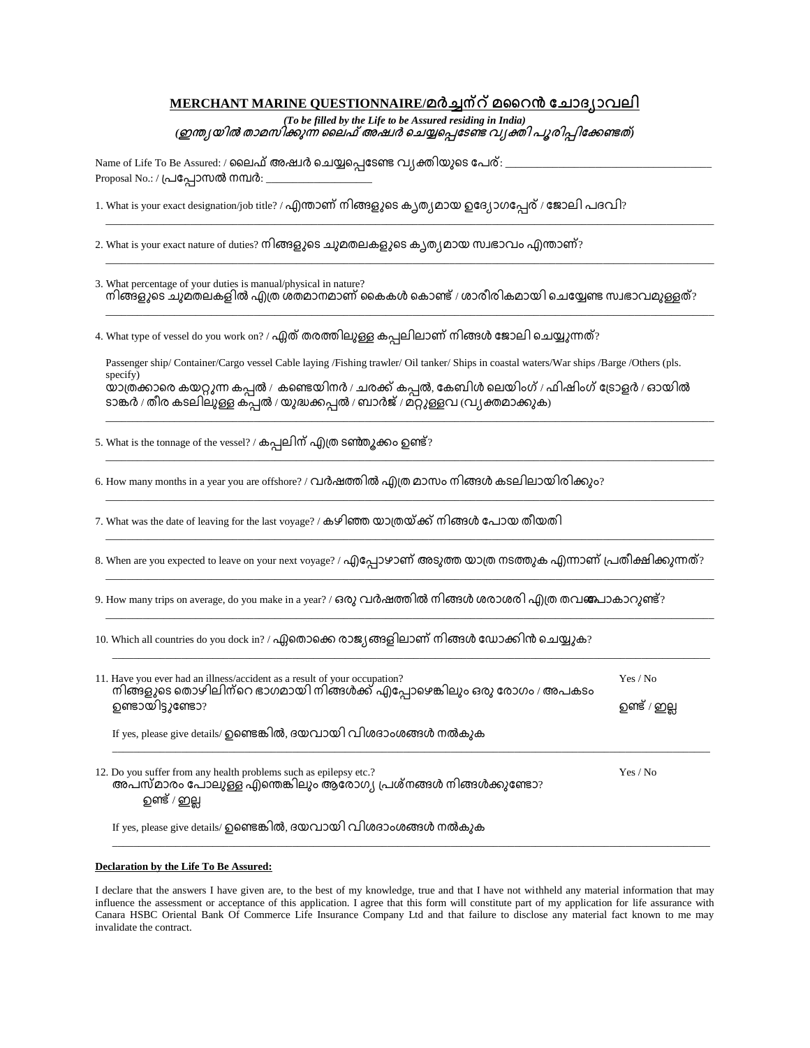## MERCHANT MARINE QUESTIONNAIRE/മർച്ചന്റ് മറൈൻ ചോദ്യാവലി

***(To be filled by the Life to be Assured residing in India)***
***(ഇന്ത്യയിൽ താമസിക്കുന്ന ലൈഫ് അഷ്വർ ചെയ്യപ്പെടേണ്ട വ്യക്തി പൂരിപ്പിക്കേണ്ടത്)***

Name of Life To Be Assured: / ലൈഫ് അഷ്വർ ചെയ്യപ്പെടേണ്ട വ്യക്തിയുടെ പേര്: ___________________________________

Proposal No.: / പ്രപ്പോസൽ നമ്പർ: __________________

1. What is your exact designation/job title? / എന്താണ് നിങ്ങളുടെ കൃത്യമായ ഉദ്യോഗപ്പേര് / ജോലി പദവി?

_______________________________________________________________________________

2. What is your exact nature of duties? നിങ്ങളുടെ ചുമതലകളുടെ കൃത്യമായ സ്വഭാവം എന്താണ്?

_______________________________________________________________________________

3. What percentage of your duties is manual/physical in nature?
നിങ്ങളുടെ ചുമതലകളിൽ എത്ര ശതമാനമാണ് കൈകൾ കൊണ്ട് / ശാരീരികമായി ചെയ്യേണ്ട സ്വഭാവമുള്ളത്?

_______________________________________________________________________________

4. What type of vessel do you work on? / ഏത് തരത്തിലുള്ള കപ്പലിലാണ് നിങ്ങൾ ജോലി ചെയ്യുന്നത്?

Passenger ship/ Container/Cargo vessel Cable laying /Fishing trawler/ Oil tanker/ Ships in coastal waters/War ships /Barge /Others (pls. specify)
യാത്രക്കാരെ കയറ്റുന്ന കപ്പൽ / കണ്ടെയിനർ / ചരക്ക് കപ്പൽ, കേബിൾ ലെയിംഗ് / ഫിഷിംഗ് ട്രോളർ / ഓയിൽ ടാങ്കർ / തീര കടലിലുള്ള കപ്പൽ / യുദ്ധക്കപ്പൽ / ബാർജ് / മറ്റുള്ളവ (വ്യക്തമാക്കുക)

_______________________________________________________________________________

5. What is the tonnage of the vessel? / കപ്പലിന് എത്ര ടൺതൂക്കം ഉണ്ട്?

_______________________________________________________________________________

6. How many months in a year you are offshore? / വർഷത്തിൽ എത്ര മാസം നിങ്ങൾ കടലിലായിരിക്കും?

_______________________________________________________________________________

7. What was the date of leaving for the last voyage? / കഴിഞ്ഞ യാത്രയ്ക്ക് നിങ്ങൾ പോയ തീയതി

_______________________________________________________________________________

8. When are you expected to leave on your next voyage? / എപ്പോഴാണ് അടുത്ത യാത്ര നടത്തുക എന്നാണ് പ്രതീക്ഷിക്കുന്നത്?

_______________________________________________________________________________

9. How many trips on average, do you make in a year? / ഒരു വർഷത്തിൽ നിങ്ങൾ ശരാശരി എത്ര തവണ പോകാറുണ്ട്?

_______________________________________________________________________________

10. Which all countries do you dock in? / ഏതൊക്കെ രാജ്യങ്ങളിലാണ് നിങ്ങൾ ഡോക്കിൻ ചെയ്യുക?

_______________________________________________________________________________

11. Have you ever had an illness/accident as a result of your occupation? Yes / No
നിങ്ങളുടെ തൊഴിലിന്റെ ഭാഗമായി നിങ്ങൾക്ക് എപ്പോഴെങ്കിലും ഒരു രോഗം / അപകടം ഉണ്ടായിട്ടുണ്ടോ? ഉണ്ട് / ഇല്ല

If yes, please give details/ ഉണ്ടെങ്കിൽ, ദയവായി വിശദാംശങ്ങൾ നൽകുക

_______________________________________________________________________________

12. Do you suffer from any health problems such as epilepsy etc.? Yes / No
അപസ്മാരം പോലുള്ള എന്തെങ്കിലും ആരോഗ്യ പ്രശ്നങ്ങൾ നിങ്ങൾക്കുണ്ടോ?
ഉണ്ട് / ഇല്ല

If yes, please give details/ ഉണ്ടെങ്കിൽ, ദയവായി വിശദാംശങ്ങൾ നൽകുക

_______________________________________________________________________________

**Declaration by the Life To Be Assured:**

I declare that the answers I have given are, to the best of my knowledge, true and that I have not withheld any material information that may influence the assessment or acceptance of this application. I agree that this form will constitute part of my application for life assurance with Canara HSBC Oriental Bank Of Commerce Life Insurance Company Ltd and that failure to disclose any material fact known to me may invalidate the contract.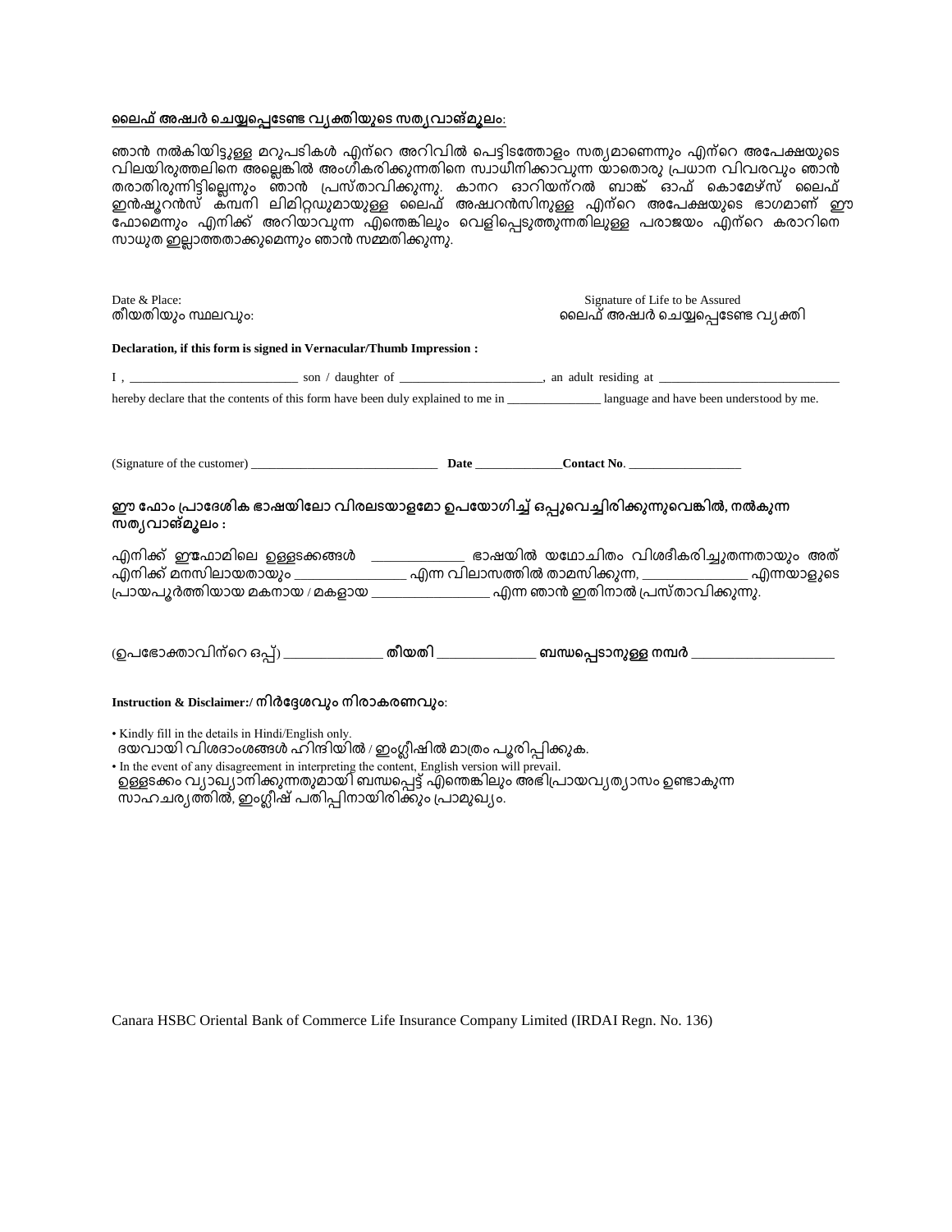**ലൈഫ് അഷ്വർ ചെയ്യപ്പെടേണ്ട വ്യക്തിയുടെ സത്യവാങ്മൂലം:**

ഞാൻ നൽകിയിട്ടുള്ള മറുപടികൾ എന്റെ അറിവിൽ പെട്ടിടത്തോളം സത്യമാണെന്നും എന്റെ അപേക്ഷയുടെ വിലയിരുത്തലിനെ അല്ലെങ്കിൽ അംഗീകരിക്കുന്നതിനെ സ്വാധീനിക്കാവുന്ന യാതൊരു പ്രധാന വിവരവും ഞാൻ തരാതിരുന്നിട്ടില്ലെന്നും ഞാൻ പ്രസ്താവിക്കുന്നു. കാനറ ഓറിയന്റൽ ബാങ്ക് ഓഫ് കൊമേഴ്സ് ലൈഫ് ഇൻഷുറൻസ് കമ്പനി ലിമിറ്റഡുമായുള്ള ലൈഫ് അഷ്വറൻസിനുള്ള എന്റെ അപേക്ഷയുടെ ഭാഗമാണ് ഈ ഫോമെന്നും എനിക്ക് അറിയാവുന്ന എന്തെങ്കിലും വെളിപ്പെടുത്തുന്നതിലുള്ള പരാജയം എന്റെ കരാറിനെ സാധുത ഇല്ലാത്തതാക്കുമെന്നും ഞാൻ സമ്മതിക്കുന്നു.

Date & Place:
തീയതിയും സ്ഥലവും:

Signature of Life to be Assured
ലൈഫ് അഷ്വർ ചെയ്യപ്പെടേണ്ട വ്യക്തി

**Declaration, if this form is signed in Vernacular/Thumb Impression :**

I , ___________________________ son / daughter of _______________________, an adult residing at _____________________________

hereby declare that the contents of this form have been duly explained to me in _______________ language and have been understood by me.

(Signature of the customer) ______________________________ **Date** ______________**Contact No**. __________________

**ഈ ഫോം പ്രാദേശിക ഭാഷയിലോ വിരലടയാളമോ ഉപയോഗിച്ച് ഒപ്പുവെച്ചിരിക്കുന്നുവെങ്കിൽ, നൽകുന്ന സത്യവാങ്മൂലം :**

എനിക്ക് ഈഫോമിലെ ഉള്ളടക്കങ്ങൾ _____________ ഭാഷയിൽ യഥോചിതം വിശദീകരിച്ചുതന്നതായും അത് എനിക്ക് മനസിലായതായും ________________ എന്ന വിലാസത്തിൽ താമസിക്കുന്ന, _______________ എന്നയാളുടെ പ്രായപൂർത്തിയായ മകനായ / മകളായ _________________ എന്ന ഞാൻ ഇതിനാൽ പ്രസ്താവിക്കുന്നു.

(ഉപഭോക്താവിന്റെ ഒപ്പ്) ______________ **തീയതി** ______________ **ബന്ധപ്പെടാനുള്ള നമ്പർ** ____________________

**Instruction & Disclaimer:/ നിർദ്ദേശവും നിരാകരണവും:**

- Kindly fill in the details in Hindi/English only.
  ദയവായി വിശദാംശങ്ങൾ ഹിന്ദിയിൽ / ഇംഗ്ലീഷിൽ മാത്രം പൂരിപ്പിക്കുക.
- In the event of any disagreement in interpreting the content, English version will prevail.
  ഉള്ളടക്കം വ്യാഖ്യാനിക്കുന്നതുമായി ബന്ധപ്പെട്ട് എന്തെങ്കിലും അഭിപ്രായവ്യത്യാസം ഉണ്ടാകുന്ന സാഹചര്യത്തിൽ, ഇംഗ്ലീഷ് പതിപ്പിനായിരിക്കും പ്രാമുഖ്യം.

Canara HSBC Oriental Bank of Commerce Life Insurance Company Limited (IRDAI Regn. No. 136)